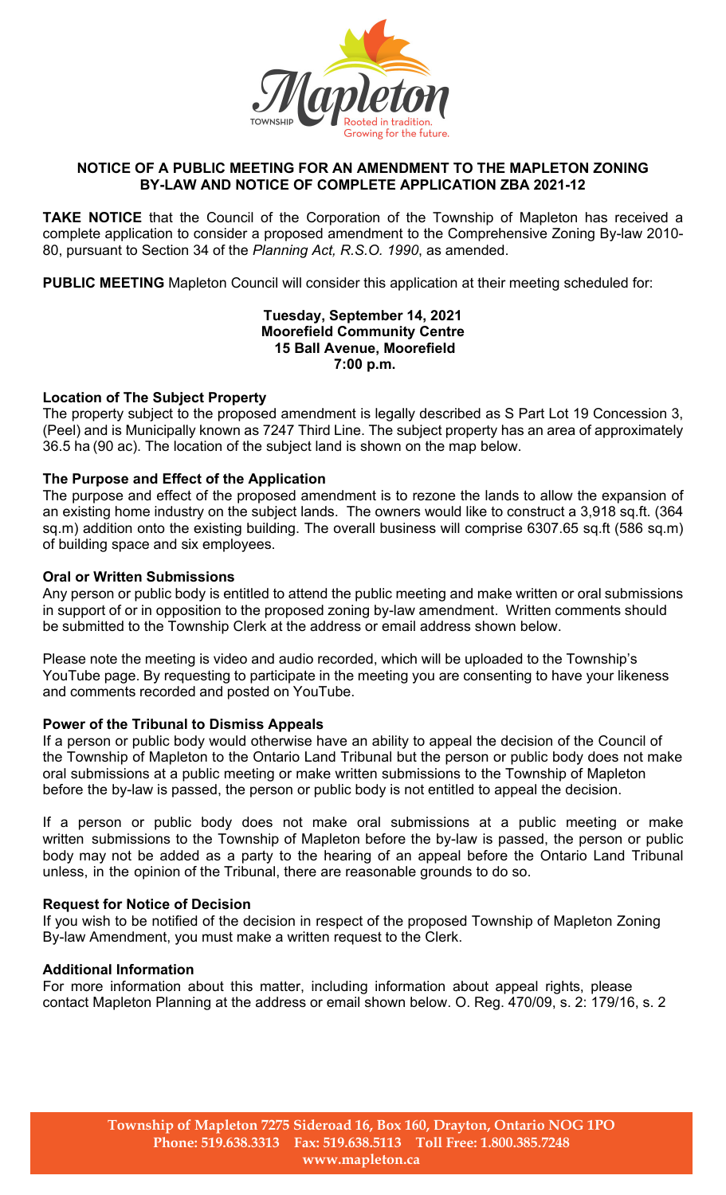# NOTICE OF A PUBLIC MEETING FOR AN AMENDMENT TO THE MAPLETON ZONING BY-LAW AND NOTICE OF COMPLETE APPLICATION ZBA 2021-12

**TAKE NOTICE** that the Council of the Corporation of the Township of Mapleton has received a complete application to consider a proposed amendment to the Comprehensive Zoning By-law 2010-80, pursuant to Section 34 of the *Planning Act, R.S.O. 1990*, as amended.

**PUBLIC MEETING** Mapleton Council will consider this application at their meeting scheduled for:

**Tuesday, September 14, 2021**
**Moorefield Community Centre**
**15 Ball Avenue, Moorefield**
**7:00 p.m.**

### Location of The Subject Property

The property subject to the proposed amendment is legally described as S Part Lot 19 Concession 3, (Peel) and is Municipally known as 7247 Third Line. The subject property has an area of approximately 36.5 ha (90 ac). The location of the subject land is shown on the map below.

### The Purpose and Effect of the Application

The purpose and effect of the proposed amendment is to rezone the lands to allow the expansion of an existing home industry on the subject lands. The owners would like to construct a 3,918 sq.ft. (364 sq.m) addition onto the existing building. The overall business will comprise 6307.65 sq.ft (586 sq.m) of building space and six employees.

### Oral or Written Submissions

Any person or public body is entitled to attend the public meeting and make written or oral submissions in support of or in opposition to the proposed zoning by-law amendment. Written comments should be submitted to the Township Clerk at the address or email address shown below.

Please note the meeting is video and audio recorded, which will be uploaded to the Township's YouTube page. By requesting to participate in the meeting you are consenting to have your likeness and comments recorded and posted on YouTube.

### Power of the Tribunal to Dismiss Appeals

If a person or public body would otherwise have an ability to appeal the decision of the Council of the Township of Mapleton to the Ontario Land Tribunal but the person or public body does not make oral submissions at a public meeting or make written submissions to the Township of Mapleton before the by-law is passed, the person or public body is not entitled to appeal the decision.

If a person or public body does not make oral submissions at a public meeting or make written submissions to the Township of Mapleton before the by-law is passed, the person or public body may not be added as a party to the hearing of an appeal before the Ontario Land Tribunal unless, in the opinion of the Tribunal, there are reasonable grounds to do so.

### Request for Notice of Decision

If you wish to be notified of the decision in respect of the proposed Township of Mapleton Zoning By-law Amendment, you must make a written request to the Clerk.

### Additional Information

For more information about this matter, including information about appeal rights, please contact Mapleton Planning at the address or email shown below. O. Reg. 470/09, s. 2: 179/16, s. 2

**Township of Mapleton 7275 Sideroad 16, Box 160, Drayton, Ontario NOG 1PO**
**Phone: 519.638.3313 Fax: 519.638.5113 Toll Free: 1.800.385.7248**
**www.mapleton.ca**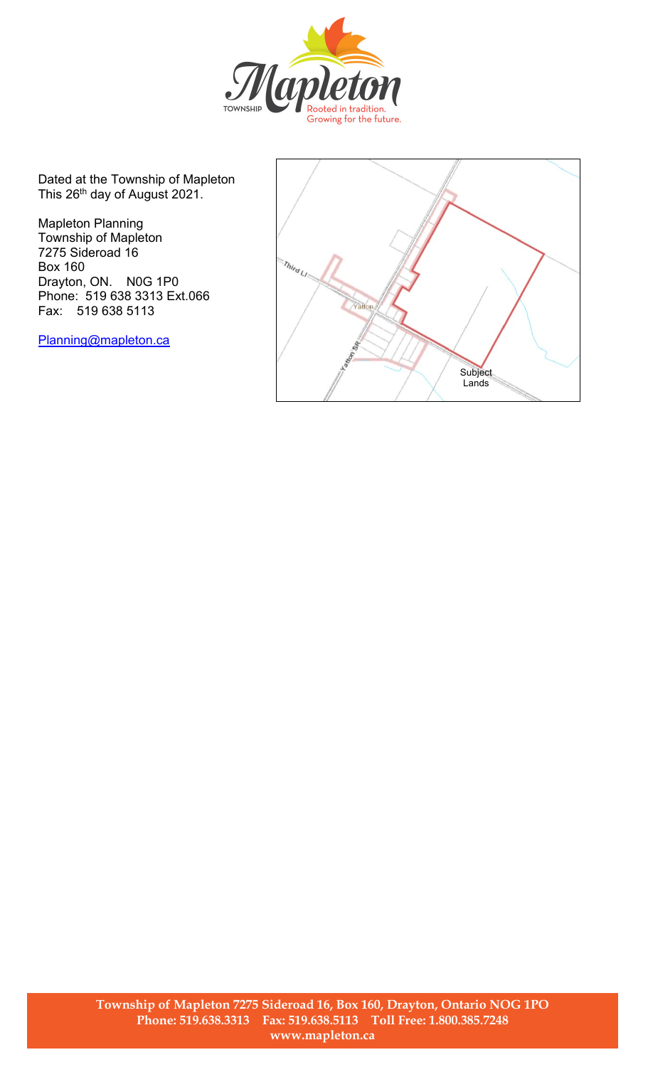Dated at the Township of Mapleton
This 26th day of August 2021.

Mapleton Planning
Township of Mapleton
7275 Sideroad 16
Box 160
Drayton, ON. N0G 1P0
Phone: 519 638 3313 Ext.066
Fax: 519 638 5113

Planning@mapleton.ca

Third Li
Yatton
Yatton SR
Subject Lands